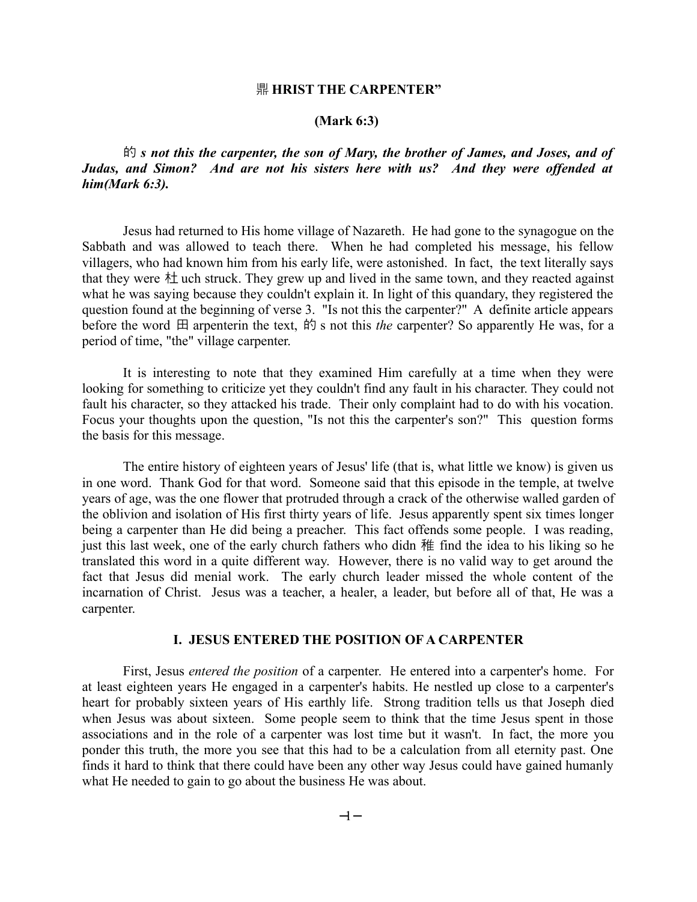# 鼎 HRIST THE CARPENTER"

**(Mark 6:3)**

的 ***s not this the carpenter, the son of Mary, the brother of James, and Joses, and of Judas, and Simon? And are not his sisters here with us? And they were offended at him(Mark 6:3).***

Jesus had returned to His home village of Nazareth. He had gone to the synagogue on the Sabbath and was allowed to teach there. When he had completed his message, his fellow villagers, who had known him from his early life, were astonished. In fact, the text literally says that they were 杜 uch struck. They grew up and lived in the same town, and they reacted against what he was saying because they couldn't explain it. In light of this quandary, they registered the question found at the beginning of verse 3. "Is not this the carpenter?" A definite article appears before the word 田 arpenterin the text, 的 s not this *the* carpenter? So apparently He was, for a period of time, "the" village carpenter.

It is interesting to note that they examined Him carefully at a time when they were looking for something to criticize yet they couldn't find any fault in his character. They could not fault his character, so they attacked his trade. Their only complaint had to do with his vocation. Focus your thoughts upon the question, "Is not this the carpenter's son?" This question forms the basis for this message.

The entire history of eighteen years of Jesus' life (that is, what little we know) is given us in one word. Thank God for that word. Someone said that this episode in the temple, at twelve years of age, was the one flower that protruded through a crack of the otherwise walled garden of the oblivion and isolation of His first thirty years of life. Jesus apparently spent six times longer being a carpenter than He did being a preacher. This fact offends some people. I was reading, just this last week, one of the early church fathers who didn 稚 find the idea to his liking so he translated this word in a quite different way. However, there is no valid way to get around the fact that Jesus did menial work. The early church leader missed the whole content of the incarnation of Christ. Jesus was a teacher, a healer, a leader, but before all of that, He was a carpenter.

## I. JESUS ENTERED THE POSITION OF A CARPENTER

First, Jesus *entered the position* of a carpenter. He entered into a carpenter's home. For at least eighteen years He engaged in a carpenter's habits. He nestled up close to a carpenter's heart for probably sixteen years of His earthly life. Strong tradition tells us that Joseph died when Jesus was about sixteen. Some people seem to think that the time Jesus spent in those associations and in the role of a carpenter was lost time but it wasn't. In fact, the more you ponder this truth, the more you see that this had to be a calculation from all eternity past. One finds it hard to think that there could have been any other way Jesus could have gained humanly what He needed to gain to go about the business He was about.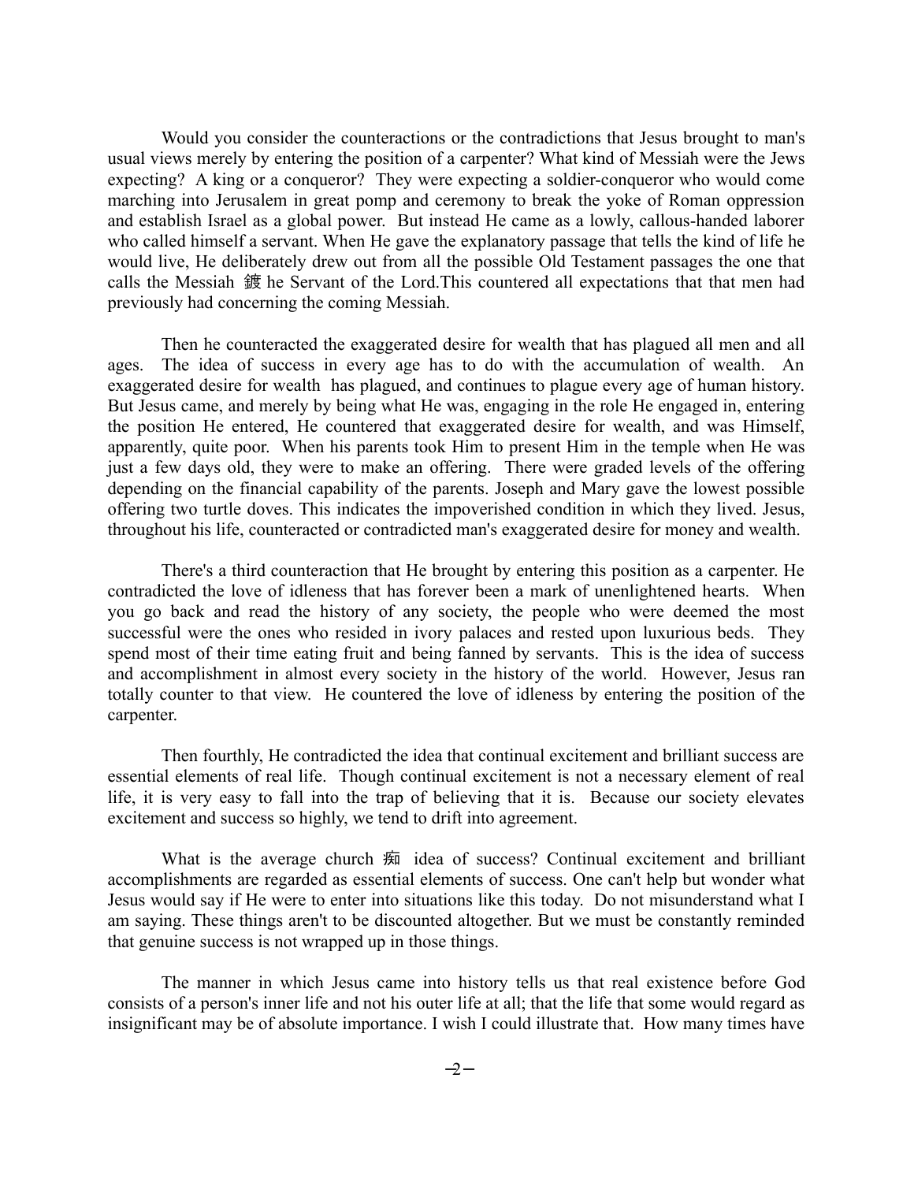Would you consider the counteractions or the contradictions that Jesus brought to man's usual views merely by entering the position of a carpenter? What kind of Messiah were the Jews expecting? A king or a conqueror? They were expecting a soldier-conqueror who would come marching into Jerusalem in great pomp and ceremony to break the yoke of Roman oppression and establish Israel as a global power. But instead He came as a lowly, callous-handed laborer who called himself a servant. When He gave the explanatory passage that tells the kind of life he would live, He deliberately drew out from all the possible Old Testament passages the one that calls the Messiah 鍍 he Servant of the Lord.This countered all expectations that that men had previously had concerning the coming Messiah.

Then he counteracted the exaggerated desire for wealth that has plagued all men and all ages. The idea of success in every age has to do with the accumulation of wealth. An exaggerated desire for wealth has plagued, and continues to plague every age of human history. But Jesus came, and merely by being what He was, engaging in the role He engaged in, entering the position He entered, He countered that exaggerated desire for wealth, and was Himself, apparently, quite poor. When his parents took Him to present Him in the temple when He was just a few days old, they were to make an offering. There were graded levels of the offering depending on the financial capability of the parents. Joseph and Mary gave the lowest possible offering two turtle doves. This indicates the impoverished condition in which they lived. Jesus, throughout his life, counteracted or contradicted man's exaggerated desire for money and wealth.

There's a third counteraction that He brought by entering this position as a carpenter. He contradicted the love of idleness that has forever been a mark of unenlightened hearts. When you go back and read the history of any society, the people who were deemed the most successful were the ones who resided in ivory palaces and rested upon luxurious beds. They spend most of their time eating fruit and being fanned by servants. This is the idea of success and accomplishment in almost every society in the history of the world. However, Jesus ran totally counter to that view. He countered the love of idleness by entering the position of the carpenter.

Then fourthly, He contradicted the idea that continual excitement and brilliant success are essential elements of real life. Though continual excitement is not a necessary element of real life, it is very easy to fall into the trap of believing that it is. Because our society elevates excitement and success so highly, we tend to drift into agreement.

What is the average church 痴 idea of success? Continual excitement and brilliant accomplishments are regarded as essential elements of success. One can't help but wonder what Jesus would say if He were to enter into situations like this today. Do not misunderstand what I am saying. These things aren't to be discounted altogether. But we must be constantly reminded that genuine success is not wrapped up in those things.

The manner in which Jesus came into history tells us that real existence before God consists of a person's inner life and not his outer life at all; that the life that some would regard as insignificant may be of absolute importance. I wish I could illustrate that. How many times have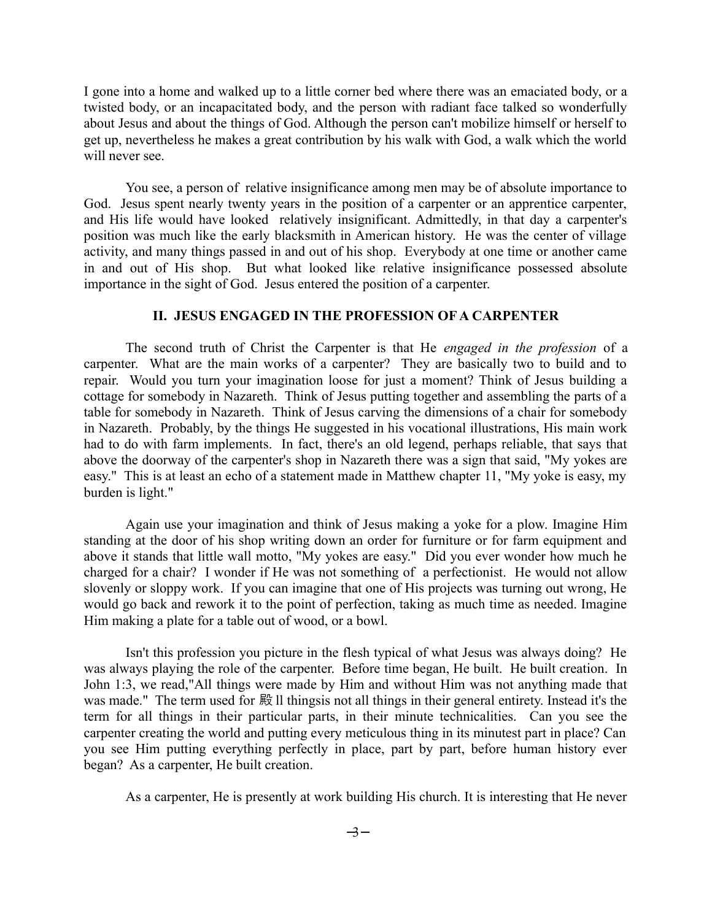I gone into a home and walked up to a little corner bed where there was an emaciated body, or a twisted body, or an incapacitated body, and the person with radiant face talked so wonderfully about Jesus and about the things of God. Although the person can't mobilize himself or herself to get up, nevertheless he makes a great contribution by his walk with God, a walk which the world will never see.

You see, a person of relative insignificance among men may be of absolute importance to God. Jesus spent nearly twenty years in the position of a carpenter or an apprentice carpenter, and His life would have looked relatively insignificant. Admittedly, in that day a carpenter's position was much like the early blacksmith in American history. He was the center of village activity, and many things passed in and out of his shop. Everybody at one time or another came in and out of His shop. But what looked like relative insignificance possessed absolute importance in the sight of God. Jesus entered the position of a carpenter.

## II. JESUS ENGAGED IN THE PROFESSION OF A CARPENTER

The second truth of Christ the Carpenter is that He *engaged in the profession* of a carpenter. What are the main works of a carpenter? They are basically two to build and to repair. Would you turn your imagination loose for just a moment? Think of Jesus building a cottage for somebody in Nazareth. Think of Jesus putting together and assembling the parts of a table for somebody in Nazareth. Think of Jesus carving the dimensions of a chair for somebody in Nazareth. Probably, by the things He suggested in his vocational illustrations, His main work had to do with farm implements. In fact, there's an old legend, perhaps reliable, that says that above the doorway of the carpenter's shop in Nazareth there was a sign that said, "My yokes are easy." This is at least an echo of a statement made in Matthew chapter 11, "My yoke is easy, my burden is light."

Again use your imagination and think of Jesus making a yoke for a plow. Imagine Him standing at the door of his shop writing down an order for furniture or for farm equipment and above it stands that little wall motto, "My yokes are easy." Did you ever wonder how much he charged for a chair? I wonder if He was not something of a perfectionist. He would not allow slovenly or sloppy work. If you can imagine that one of His projects was turning out wrong, He would go back and rework it to the point of perfection, taking as much time as needed. Imagine Him making a plate for a table out of wood, or a bowl.

Isn't this profession you picture in the flesh typical of what Jesus was always doing? He was always playing the role of the carpenter. Before time began, He built. He built creation. In John 1:3, we read,"All things were made by Him and without Him was not anything made that was made." The term used for 殿 ll thingsis not all things in their general entirety. Instead it's the term for all things in their particular parts, in their minute technicalities. Can you see the carpenter creating the world and putting every meticulous thing in its minutest part in place? Can you see Him putting everything perfectly in place, part by part, before human history ever began? As a carpenter, He built creation.

As a carpenter, He is presently at work building His church. It is interesting that He never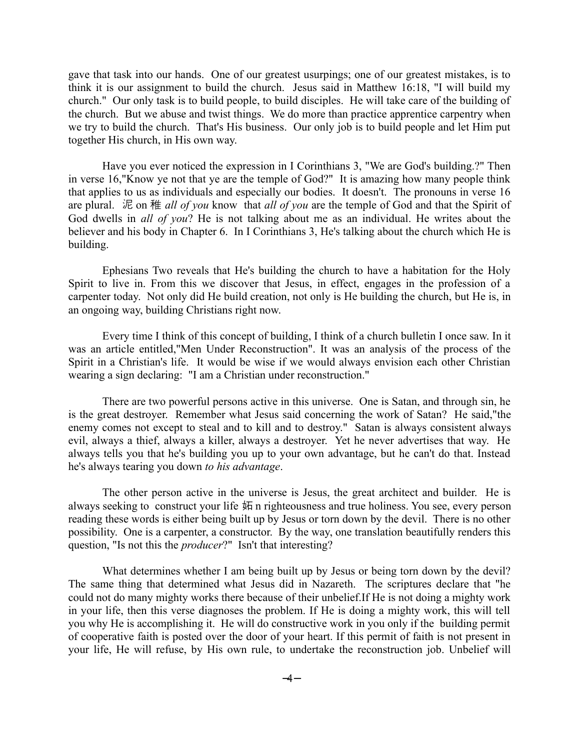gave that task into our hands. One of our greatest usurpings; one of our greatest mistakes, is to think it is our assignment to build the church. Jesus said in Matthew 16:18, "I will build my church." Our only task is to build people, to build disciples. He will take care of the building of the church. But we abuse and twist things. We do more than practice apprentice carpentry when we try to build the church. That's His business. Our only job is to build people and let Him put together His church, in His own way.

Have you ever noticed the expression in I Corinthians 3, "We are God's building.?" Then in verse 16,"Know ye not that ye are the temple of God?" It is amazing how many people think that applies to us as individuals and especially our bodies. It doesn't. The pronouns in verse 16 are plural. 泥 on 稚 *all of you* know that *all of you* are the temple of God and that the Spirit of God dwells in *all of you*? He is not talking about me as an individual. He writes about the believer and his body in Chapter 6. In I Corinthians 3, He's talking about the church which He is building.

Ephesians Two reveals that He's building the church to have a habitation for the Holy Spirit to live in. From this we discover that Jesus, in effect, engages in the profession of a carpenter today. Not only did He build creation, not only is He building the church, but He is, in an ongoing way, building Christians right now.

Every time I think of this concept of building, I think of a church bulletin I once saw. In it was an article entitled,"Men Under Reconstruction". It was an analysis of the process of the Spirit in a Christian's life. It would be wise if we would always envision each other Christian wearing a sign declaring: "I am a Christian under reconstruction."

There are two powerful persons active in this universe. One is Satan, and through sin, he is the great destroyer. Remember what Jesus said concerning the work of Satan? He said,"the enemy comes not except to steal and to kill and to destroy." Satan is always consistent always evil, always a thief, always a killer, always a destroyer. Yet he never advertises that way. He always tells you that he's building you up to your own advantage, but he can't do that. Instead he's always tearing you down *to his advantage*.

The other person active in the universe is Jesus, the great architect and builder. He is always seeking to construct your life 妬 n righteousness and true holiness. You see, every person reading these words is either being built up by Jesus or torn down by the devil. There is no other possibility. One is a carpenter, a constructor. By the way, one translation beautifully renders this question, "Is not this the *producer*?" Isn't that interesting?

What determines whether I am being built up by Jesus or being torn down by the devil? The same thing that determined what Jesus did in Nazareth. The scriptures declare that "he could not do many mighty works there because of their unbelief.If He is not doing a mighty work in your life, then this verse diagnoses the problem. If He is doing a mighty work, this will tell you why He is accomplishing it. He will do constructive work in you only if the building permit of cooperative faith is posted over the door of your heart. If this permit of faith is not present in your life, He will refuse, by His own rule, to undertake the reconstruction job. Unbelief will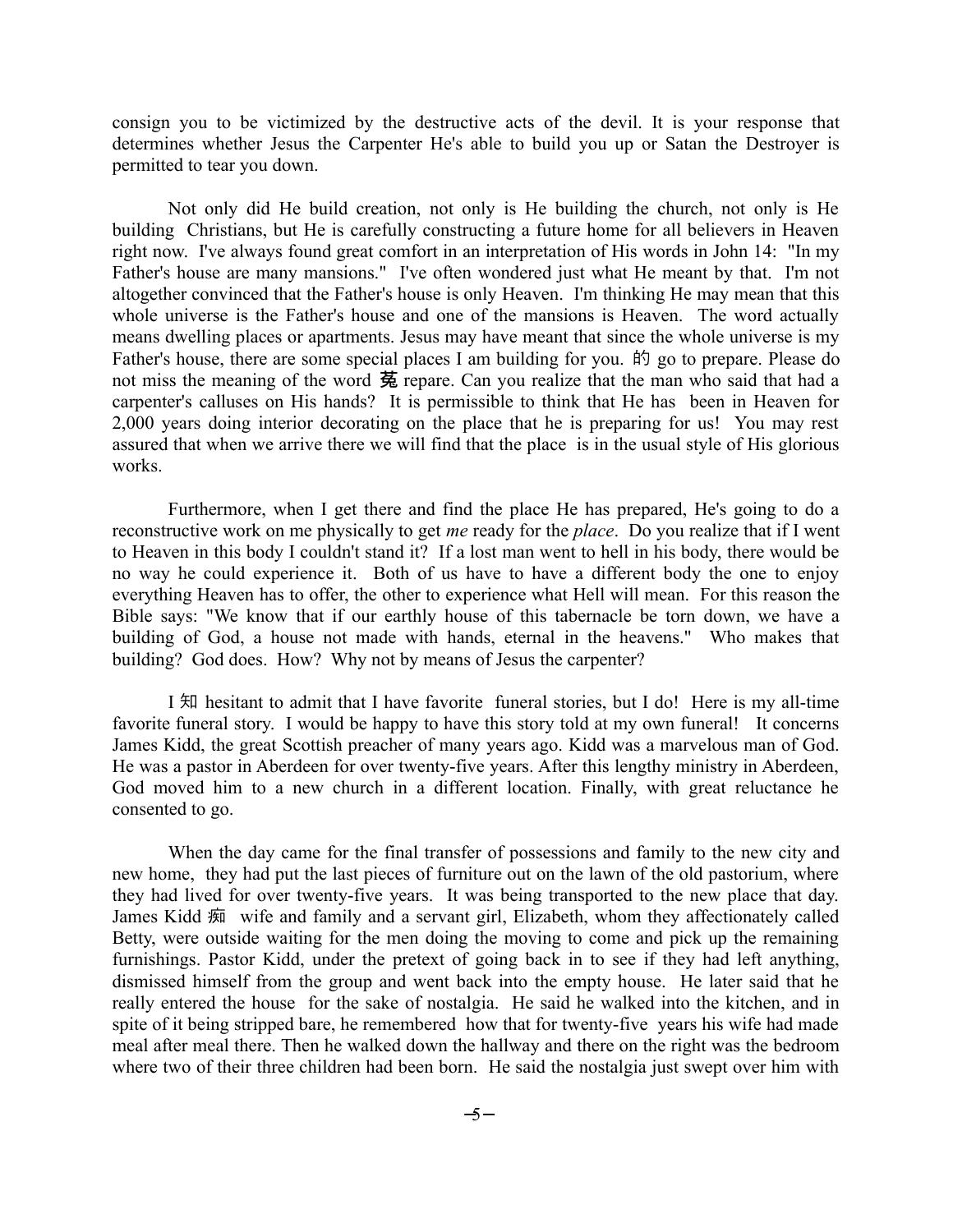consign you to be victimized by the destructive acts of the devil. It is your response that determines whether Jesus the Carpenter He's able to build you up or Satan the Destroyer is permitted to tear you down.

Not only did He build creation, not only is He building the church, not only is He building Christians, but He is carefully constructing a future home for all believers in Heaven right now. I've always found great comfort in an interpretation of His words in John 14: "In my Father's house are many mansions." I've often wondered just what He meant by that. I'm not altogether convinced that the Father's house is only Heaven. I'm thinking He may mean that this whole universe is the Father's house and one of the mansions is Heaven. The word actually means dwelling places or apartments. Jesus may have meant that since the whole universe is my Father's house, there are some special places I am building for you. 的 go to prepare. Please do not miss the meaning of the word 菟 repare. Can you realize that the man who said that had a carpenter's calluses on His hands? It is permissible to think that He has been in Heaven for 2,000 years doing interior decorating on the place that he is preparing for us! You may rest assured that when we arrive there we will find that the place is in the usual style of His glorious works.

Furthermore, when I get there and find the place He has prepared, He's going to do a reconstructive work on me physically to get *me* ready for the *place*. Do you realize that if I went to Heaven in this body I couldn't stand it? If a lost man went to hell in his body, there would be no way he could experience it. Both of us have to have a different body the one to enjoy everything Heaven has to offer, the other to experience what Hell will mean. For this reason the Bible says: "We know that if our earthly house of this tabernacle be torn down, we have a building of God, a house not made with hands, eternal in the heavens." Who makes that building? God does. How? Why not by means of Jesus the carpenter?

I 知 hesitant to admit that I have favorite funeral stories, but I do! Here is my all-time favorite funeral story. I would be happy to have this story told at my own funeral! It concerns James Kidd, the great Scottish preacher of many years ago. Kidd was a marvelous man of God. He was a pastor in Aberdeen for over twenty-five years. After this lengthy ministry in Aberdeen, God moved him to a new church in a different location. Finally, with great reluctance he consented to go.

When the day came for the final transfer of possessions and family to the new city and new home, they had put the last pieces of furniture out on the lawn of the old pastorium, where they had lived for over twenty-five years. It was being transported to the new place that day. James Kidd 痴 wife and family and a servant girl, Elizabeth, whom they affectionately called Betty, were outside waiting for the men doing the moving to come and pick up the remaining furnishings. Pastor Kidd, under the pretext of going back in to see if they had left anything, dismissed himself from the group and went back into the empty house. He later said that he really entered the house for the sake of nostalgia. He said he walked into the kitchen, and in spite of it being stripped bare, he remembered how that for twenty-five years his wife had made meal after meal there. Then he walked down the hallway and there on the right was the bedroom where two of their three children had been born. He said the nostalgia just swept over him with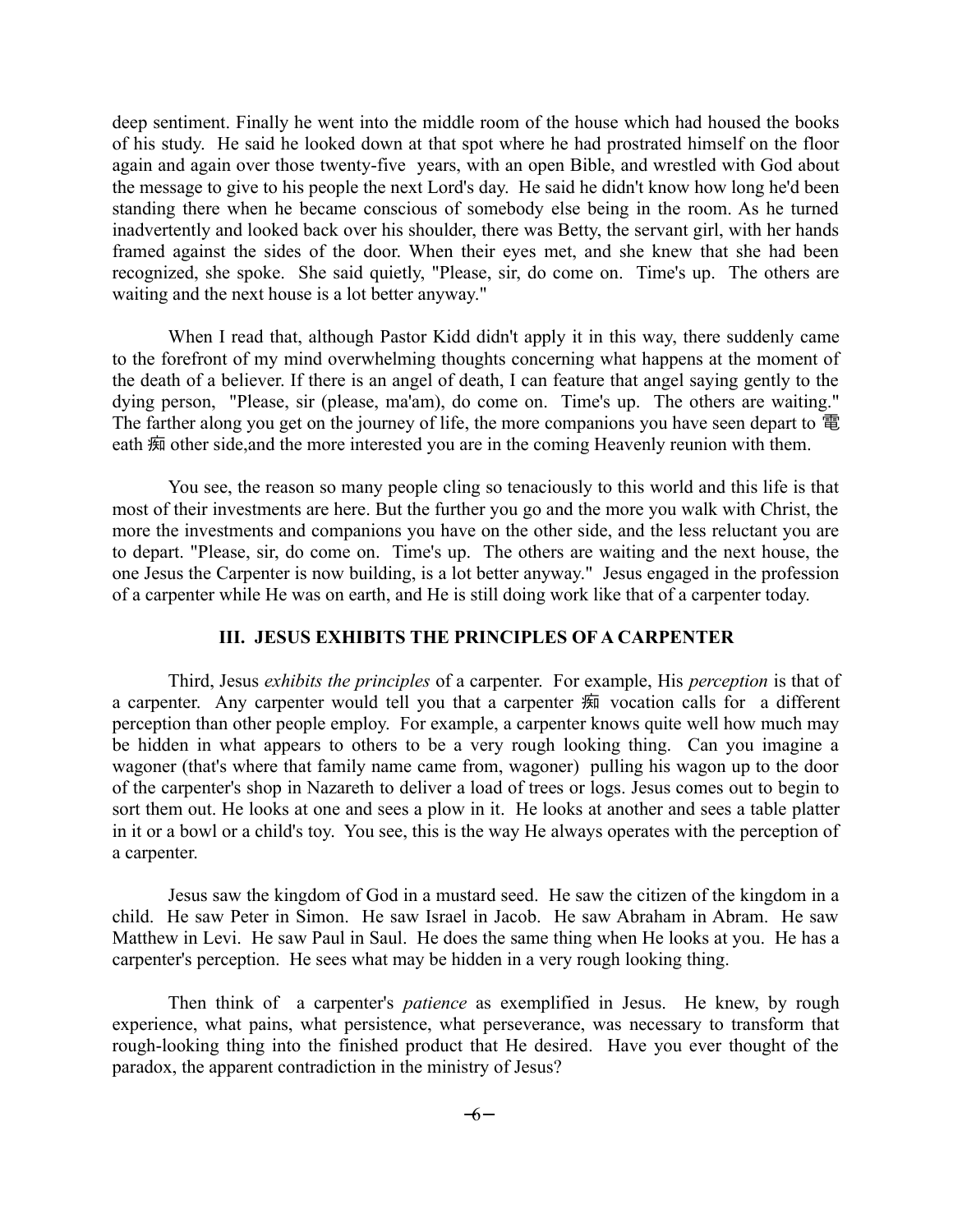deep sentiment. Finally he went into the middle room of the house which had housed the books of his study. He said he looked down at that spot where he had prostrated himself on the floor again and again over those twenty-five years, with an open Bible, and wrestled with God about the message to give to his people the next Lord's day. He said he didn't know how long he'd been standing there when he became conscious of somebody else being in the room. As he turned inadvertently and looked back over his shoulder, there was Betty, the servant girl, with her hands framed against the sides of the door. When their eyes met, and she knew that she had been recognized, she spoke. She said quietly, "Please, sir, do come on. Time's up. The others are waiting and the next house is a lot better anyway."

When I read that, although Pastor Kidd didn't apply it in this way, there suddenly came to the forefront of my mind overwhelming thoughts concerning what happens at the moment of the death of a believer. If there is an angel of death, I can feature that angel saying gently to the dying person, "Please, sir (please, ma'am), do come on. Time's up. The others are waiting." The farther along you get on the journey of life, the more companions you have seen depart to 電eath 痴 other side,and the more interested you are in the coming Heavenly reunion with them.

You see, the reason so many people cling so tenaciously to this world and this life is that most of their investments are here. But the further you go and the more you walk with Christ, the more the investments and companions you have on the other side, and the less reluctant you are to depart. "Please, sir, do come on. Time's up. The others are waiting and the next house, the one Jesus the Carpenter is now building, is a lot better anyway." Jesus engaged in the profession of a carpenter while He was on earth, and He is still doing work like that of a carpenter today.

### III. JESUS EXHIBITS THE PRINCIPLES OF A CARPENTER

Third, Jesus *exhibits the principles* of a carpenter. For example, His *perception* is that of a carpenter. Any carpenter would tell you that a carpenter 痴 vocation calls for a different perception than other people employ. For example, a carpenter knows quite well how much may be hidden in what appears to others to be a very rough looking thing. Can you imagine a wagoner (that's where that family name came from, wagoner) pulling his wagon up to the door of the carpenter's shop in Nazareth to deliver a load of trees or logs. Jesus comes out to begin to sort them out. He looks at one and sees a plow in it. He looks at another and sees a table platter in it or a bowl or a child's toy. You see, this is the way He always operates with the perception of a carpenter.

Jesus saw the kingdom of God in a mustard seed. He saw the citizen of the kingdom in a child. He saw Peter in Simon. He saw Israel in Jacob. He saw Abraham in Abram. He saw Matthew in Levi. He saw Paul in Saul. He does the same thing when He looks at you. He has a carpenter's perception. He sees what may be hidden in a very rough looking thing.

Then think of a carpenter's *patience* as exemplified in Jesus. He knew, by rough experience, what pains, what persistence, what perseverance, was necessary to transform that rough-looking thing into the finished product that He desired. Have you ever thought of the paradox, the apparent contradiction in the ministry of Jesus?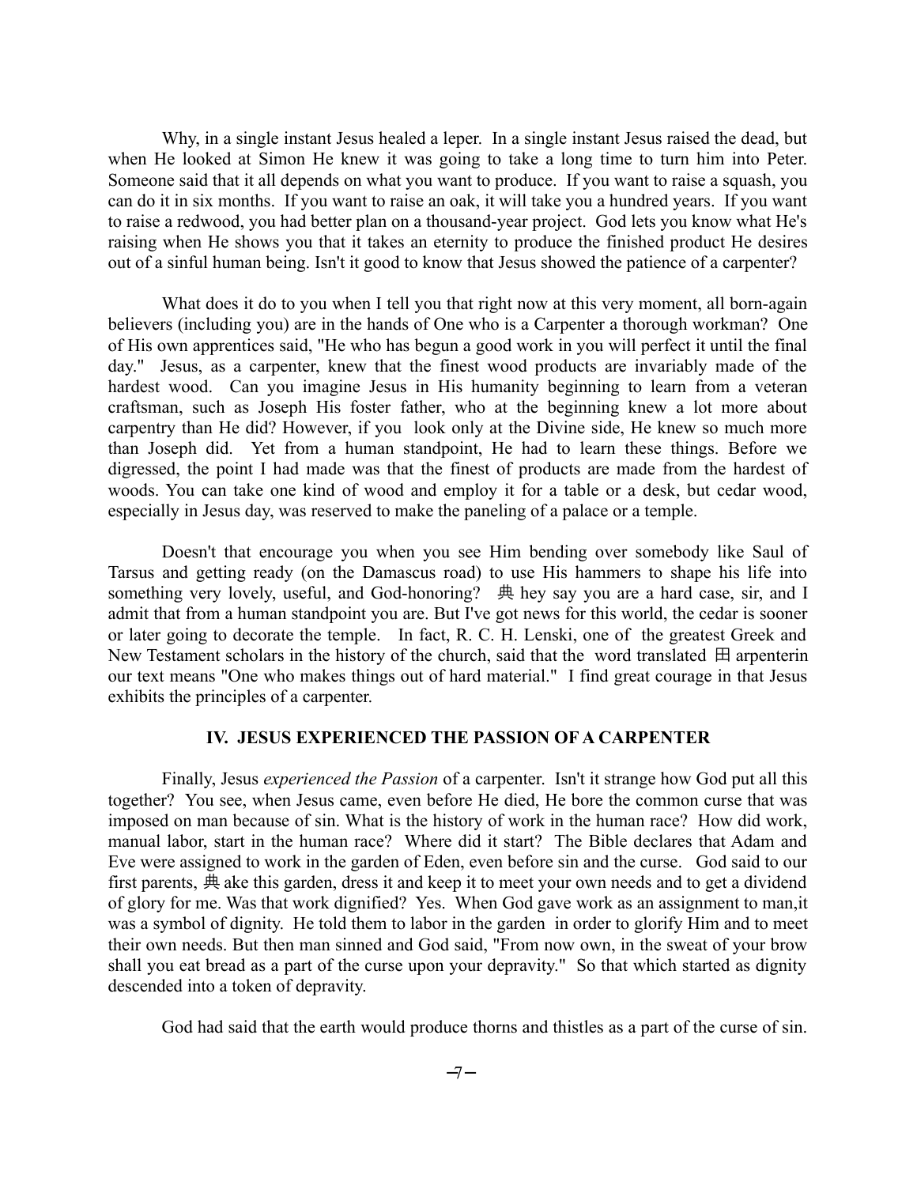Why, in a single instant Jesus healed a leper. In a single instant Jesus raised the dead, but when He looked at Simon He knew it was going to take a long time to turn him into Peter. Someone said that it all depends on what you want to produce. If you want to raise a squash, you can do it in six months. If you want to raise an oak, it will take you a hundred years. If you want to raise a redwood, you had better plan on a thousand-year project. God lets you know what He's raising when He shows you that it takes an eternity to produce the finished product He desires out of a sinful human being. Isn't it good to know that Jesus showed the patience of a carpenter?

What does it do to you when I tell you that right now at this very moment, all born-again believers (including you) are in the hands of One who is a Carpenter a thorough workman? One of His own apprentices said, "He who has begun a good work in you will perfect it until the final day." Jesus, as a carpenter, knew that the finest wood products are invariably made of the hardest wood. Can you imagine Jesus in His humanity beginning to learn from a veteran craftsman, such as Joseph His foster father, who at the beginning knew a lot more about carpentry than He did? However, if you look only at the Divine side, He knew so much more than Joseph did. Yet from a human standpoint, He had to learn these things. Before we digressed, the point I had made was that the finest of products are made from the hardest of woods. You can take one kind of wood and employ it for a table or a desk, but cedar wood, especially in Jesus day, was reserved to make the paneling of a palace or a temple.

Doesn't that encourage you when you see Him bending over somebody like Saul of Tarsus and getting ready (on the Damascus road) to use His hammers to shape his life into something very lovely, useful, and God-honoring? 典 hey say you are a hard case, sir, and I admit that from a human standpoint you are. But I've got news for this world, the cedar is sooner or later going to decorate the temple. In fact, R. C. H. Lenski, one of the greatest Greek and New Testament scholars in the history of the church, said that the word translated 田 arpenterin our text means "One who makes things out of hard material." I find great courage in that Jesus exhibits the principles of a carpenter.

### IV. JESUS EXPERIENCED THE PASSION OF A CARPENTER

Finally, Jesus *experienced the Passion* of a carpenter. Isn't it strange how God put all this together? You see, when Jesus came, even before He died, He bore the common curse that was imposed on man because of sin. What is the history of work in the human race? How did work, manual labor, start in the human race? Where did it start? The Bible declares that Adam and Eve were assigned to work in the garden of Eden, even before sin and the curse. God said to our first parents, 典 ake this garden, dress it and keep it to meet your own needs and to get a dividend of glory for me. Was that work dignified? Yes. When God gave work as an assignment to man,it was a symbol of dignity. He told them to labor in the garden in order to glorify Him and to meet their own needs. But then man sinned and God said, "From now own, in the sweat of your brow shall you eat bread as a part of the curse upon your depravity." So that which started as dignity descended into a token of depravity.

God had said that the earth would produce thorns and thistles as a part of the curse of sin.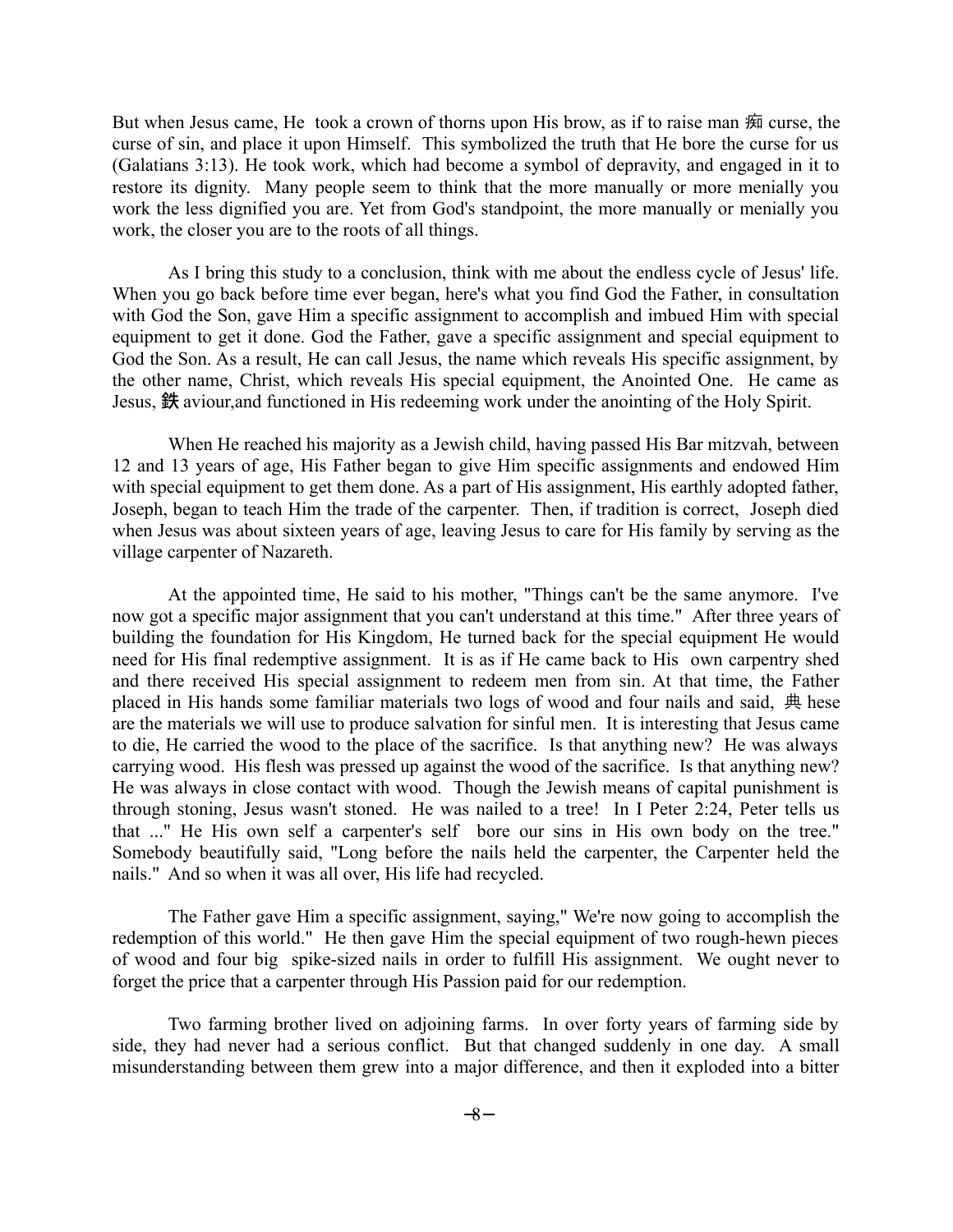But when Jesus came, He took a crown of thorns upon His brow, as if to raise man 痴 curse, the curse of sin, and place it upon Himself. This symbolized the truth that He bore the curse for us (Galatians 3:13). He took work, which had become a symbol of depravity, and engaged in it to restore its dignity. Many people seem to think that the more manually or more menially you work the less dignified you are. Yet from God's standpoint, the more manually or menially you work, the closer you are to the roots of all things.

As I bring this study to a conclusion, think with me about the endless cycle of Jesus' life. When you go back before time ever began, here's what you find God the Father, in consultation with God the Son, gave Him a specific assignment to accomplish and imbued Him with special equipment to get it done. God the Father, gave a specific assignment and special equipment to God the Son. As a result, He can call Jesus, the name which reveals His specific assignment, by the other name, Christ, which reveals His special equipment, the Anointed One. He came as Jesus, 鉄 aviour,and functioned in His redeeming work under the anointing of the Holy Spirit.

When He reached his majority as a Jewish child, having passed His Bar mitzvah, between 12 and 13 years of age, His Father began to give Him specific assignments and endowed Him with special equipment to get them done. As a part of His assignment, His earthly adopted father, Joseph, began to teach Him the trade of the carpenter. Then, if tradition is correct, Joseph died when Jesus was about sixteen years of age, leaving Jesus to care for His family by serving as the village carpenter of Nazareth.

At the appointed time, He said to his mother, "Things can't be the same anymore. I've now got a specific major assignment that you can't understand at this time." After three years of building the foundation for His Kingdom, He turned back for the special equipment He would need for His final redemptive assignment. It is as if He came back to His own carpentry shed and there received His special assignment to redeem men from sin. At that time, the Father placed in His hands some familiar materials two logs of wood and four nails and said, 典 hese are the materials we will use to produce salvation for sinful men. It is interesting that Jesus came to die, He carried the wood to the place of the sacrifice. Is that anything new? He was always carrying wood. His flesh was pressed up against the wood of the sacrifice. Is that anything new? He was always in close contact with wood. Though the Jewish means of capital punishment is through stoning, Jesus wasn't stoned. He was nailed to a tree! In I Peter 2:24, Peter tells us that ..." He His own self a carpenter's self bore our sins in His own body on the tree." Somebody beautifully said, "Long before the nails held the carpenter, the Carpenter held the nails." And so when it was all over, His life had recycled.

The Father gave Him a specific assignment, saying," We're now going to accomplish the redemption of this world." He then gave Him the special equipment of two rough-hewn pieces of wood and four big spike-sized nails in order to fulfill His assignment. We ought never to forget the price that a carpenter through His Passion paid for our redemption.

Two farming brother lived on adjoining farms. In over forty years of farming side by side, they had never had a serious conflict. But that changed suddenly in one day. A small misunderstanding between them grew into a major difference, and then it exploded into a bitter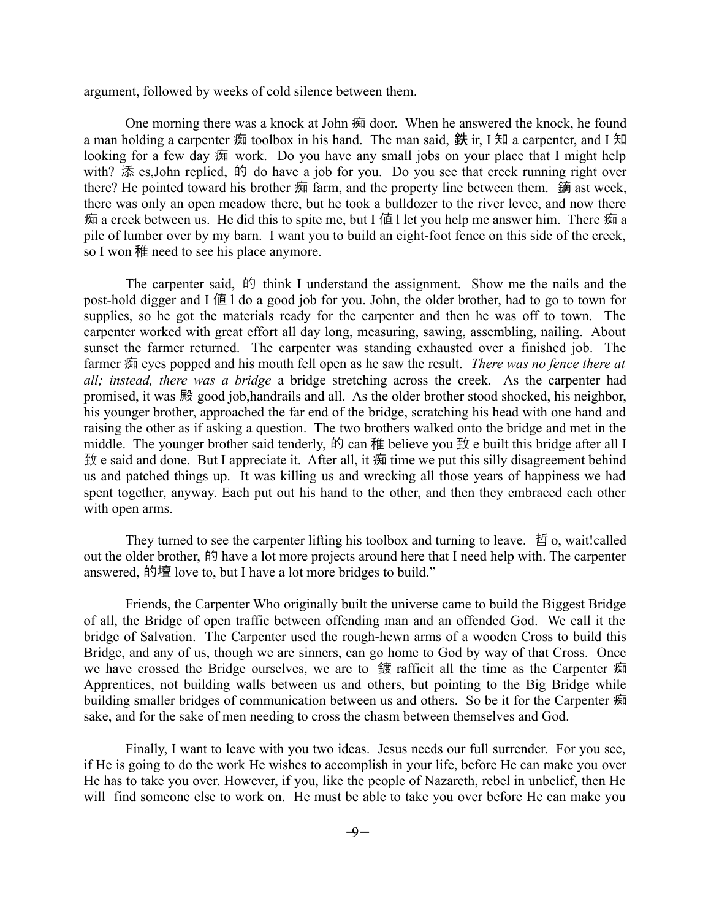argument, followed by weeks of cold silence between them.

One morning there was a knock at John 痴 door. When he answered the knock, he found a man holding a carpenter 痴 toolbox in his hand. The man said, 鉄 ir, I 知 a carpenter, and I 知 looking for a few day 痴 work. Do you have any small jobs on your place that I might help with? 添 es,John replied, 的 do have a job for you. Do you see that creek running right over there? He pointed toward his brother 痴 farm, and the property line between them. 鏑 ast week, there was only an open meadow there, but he took a bulldozer to the river levee, and now there 痴 a creek between us. He did this to spite me, but I 値 l let you help me answer him. There 痴 a pile of lumber over by my barn. I want you to build an eight-foot fence on this side of the creek, so I won 稚 need to see his place anymore.

The carpenter said, 的 think I understand the assignment. Show me the nails and the post-hold digger and I 値 l do a good job for you. John, the older brother, had to go to town for supplies, so he got the materials ready for the carpenter and then he was off to town. The carpenter worked with great effort all day long, measuring, sawing, assembling, nailing. About sunset the farmer returned. The carpenter was standing exhausted over a finished job. The farmer 痴 eyes popped and his mouth fell open as he saw the result. *There was no fence there at all; instead, there was a bridge* a bridge stretching across the creek. As the carpenter had promised, it was 殿 good job,handrails and all. As the older brother stood shocked, his neighbor, his younger brother, approached the far end of the bridge, scratching his head with one hand and raising the other as if asking a question. The two brothers walked onto the bridge and met in the middle. The younger brother said tenderly, 的 can 稚 believe you 致 e built this bridge after all I 致 e said and done. But I appreciate it. After all, it 痴 time we put this silly disagreement behind us and patched things up. It was killing us and wrecking all those years of happiness we had spent together, anyway. Each put out his hand to the other, and then they embraced each other with open arms.

They turned to see the carpenter lifting his toolbox and turning to leave. 哲 o, wait!called out the older brother, 的 have a lot more projects around here that I need help with. The carpenter answered, 的壇 love to, but I have a lot more bridges to build."

Friends, the Carpenter Who originally built the universe came to build the Biggest Bridge of all, the Bridge of open traffic between offending man and an offended God. We call it the bridge of Salvation. The Carpenter used the rough-hewn arms of a wooden Cross to build this Bridge, and any of us, though we are sinners, can go home to God by way of that Cross. Once we have crossed the Bridge ourselves, we are to 鍍 rafficit all the time as the Carpenter 痴 Apprentices, not building walls between us and others, but pointing to the Big Bridge while building smaller bridges of communication between us and others. So be it for the Carpenter 痴 sake, and for the sake of men needing to cross the chasm between themselves and God.

Finally, I want to leave with you two ideas. Jesus needs our full surrender. For you see, if He is going to do the work He wishes to accomplish in your life, before He can make you over He has to take you over. However, if you, like the people of Nazareth, rebel in unbelief, then He will find someone else to work on. He must be able to take you over before He can make you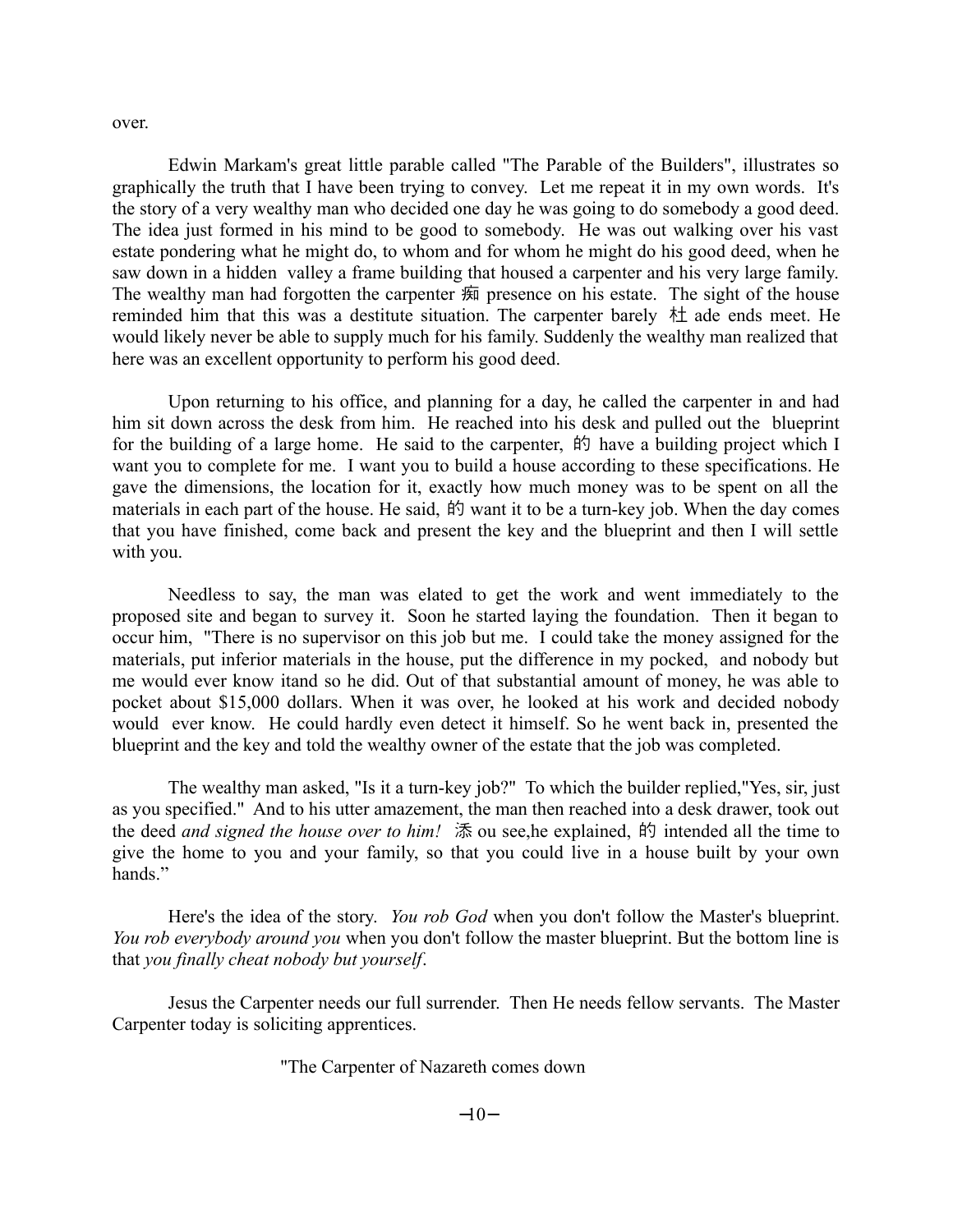over.

Edwin Markam's great little parable called "The Parable of the Builders", illustrates so graphically the truth that I have been trying to convey. Let me repeat it in my own words. It's the story of a very wealthy man who decided one day he was going to do somebody a good deed. The idea just formed in his mind to be good to somebody. He was out walking over his vast estate pondering what he might do, to whom and for whom he might do his good deed, when he saw down in a hidden valley a frame building that housed a carpenter and his very large family. The wealthy man had forgotten the carpenter 痴 presence on his estate. The sight of the house reminded him that this was a destitute situation. The carpenter barely 杜 ade ends meet. He would likely never be able to supply much for his family. Suddenly the wealthy man realized that here was an excellent opportunity to perform his good deed.

Upon returning to his office, and planning for a day, he called the carpenter in and had him sit down across the desk from him. He reached into his desk and pulled out the blueprint for the building of a large home. He said to the carpenter, 的 have a building project which I want you to complete for me. I want you to build a house according to these specifications. He gave the dimensions, the location for it, exactly how much money was to be spent on all the materials in each part of the house. He said, 的 want it to be a turn-key job. When the day comes that you have finished, come back and present the key and the blueprint and then I will settle with you.

Needless to say, the man was elated to get the work and went immediately to the proposed site and began to survey it. Soon he started laying the foundation. Then it began to occur him, "There is no supervisor on this job but me. I could take the money assigned for the materials, put inferior materials in the house, put the difference in my pocked, and nobody but me would ever know itand so he did. Out of that substantial amount of money, he was able to pocket about $15,000 dollars. When it was over, he looked at his work and decided nobody would ever know. He could hardly even detect it himself. So he went back in, presented the blueprint and the key and told the wealthy owner of the estate that the job was completed.

The wealthy man asked, "Is it a turn-key job?" To which the builder replied,"Yes, sir, just as you specified." And to his utter amazement, the man then reached into a desk drawer, took out the deed *and signed the house over to him!* 添 ou see,he explained, 的 intended all the time to give the home to you and your family, so that you could live in a house built by your own hands."

Here's the idea of the story. *You rob God* when you don't follow the Master's blueprint. *You rob everybody around you* when you don't follow the master blueprint. But the bottom line is that *you finally cheat nobody but yourself*.

Jesus the Carpenter needs our full surrender. Then He needs fellow servants. The Master Carpenter today is soliciting apprentices.

"The Carpenter of Nazareth comes down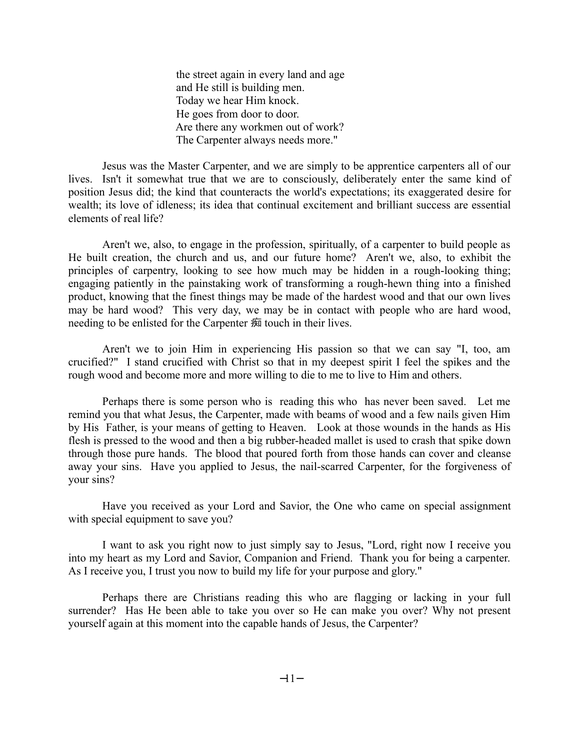the street again in every land and age
and He still is building men.
Today we hear Him knock.
He goes from door to door.
Are there any workmen out of work?
The Carpenter always needs more."

Jesus was the Master Carpenter, and we are simply to be apprentice carpenters all of our lives. Isn't it somewhat true that we are to consciously, deliberately enter the same kind of position Jesus did; the kind that counteracts the world's expectations; its exaggerated desire for wealth; its love of idleness; its idea that continual excitement and brilliant success are essential elements of real life?

Aren't we, also, to engage in the profession, spiritually, of a carpenter to build people as He built creation, the church and us, and our future home? Aren't we, also, to exhibit the principles of carpentry, looking to see how much may be hidden in a rough-looking thing; engaging patiently in the painstaking work of transforming a rough-hewn thing into a finished product, knowing that the finest things may be made of the hardest wood and that our own lives may be hard wood? This very day, we may be in contact with people who are hard wood, needing to be enlisted for the Carpenter 痴 touch in their lives.

Aren't we to join Him in experiencing His passion so that we can say "I, too, am crucified?" I stand crucified with Christ so that in my deepest spirit I feel the spikes and the rough wood and become more and more willing to die to me to live to Him and others.

Perhaps there is some person who is reading this who has never been saved. Let me remind you that what Jesus, the Carpenter, made with beams of wood and a few nails given Him by His Father, is your means of getting to Heaven. Look at those wounds in the hands as His flesh is pressed to the wood and then a big rubber-headed mallet is used to crash that spike down through those pure hands. The blood that poured forth from those hands can cover and cleanse away your sins. Have you applied to Jesus, the nail-scarred Carpenter, for the forgiveness of your sins?

Have you received as your Lord and Savior, the One who came on special assignment with special equipment to save you?

I want to ask you right now to just simply say to Jesus, "Lord, right now I receive you into my heart as my Lord and Savior, Companion and Friend. Thank you for being a carpenter. As I receive you, I trust you now to build my life for your purpose and glory."

Perhaps there are Christians reading this who are flagging or lacking in your full surrender? Has He been able to take you over so He can make you over? Why not present yourself again at this moment into the capable hands of Jesus, the Carpenter?